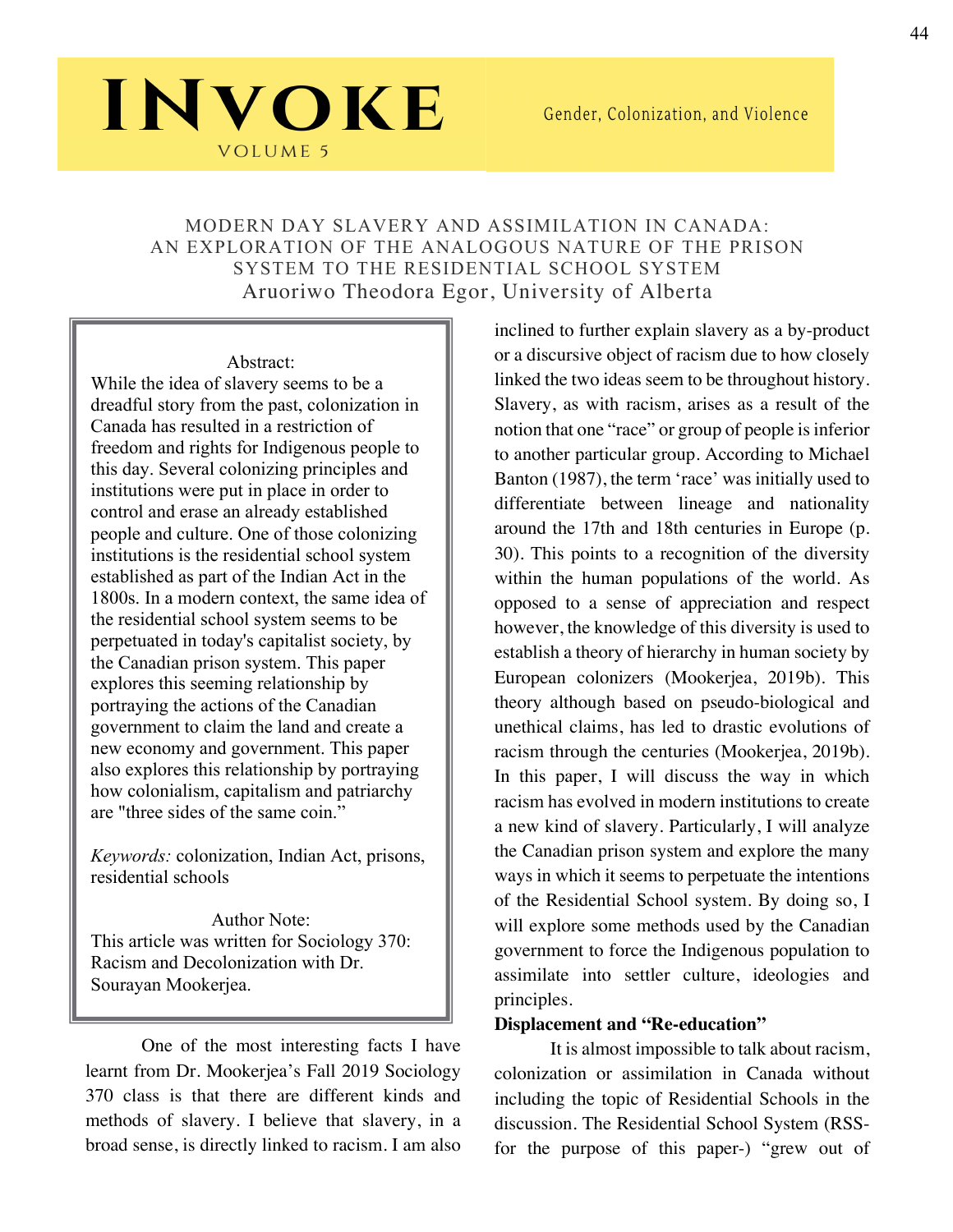# MODERN DAY SLAVERY AND ASSIMILATION IN CANADA: AN EXPLORATION OF THE ANALOGOUS NATURE OF THE PRISON SYSTEM TO THE RESIDENTIAL SCHOOL SYSTEM

Aruoriwo Theodora Egor, University of Alberta

**Abstract:**

While the idea of slavery seems to be a dreadful story from the past, colonization in Canada has resulted in a restriction of freedom and rights for Indigenous people to this day. Several colonizing principles and institutions were put in place in order to control and erase an already established people and culture. One of those colonizing institutions is the residential school system established as part of the Indian Act in the 1800s. In a modern context, the same idea of the residential school system seems to be perpetuated in today's capitalist society, by the Canadian prison system. This paper explores this seeming relationship by portraying the actions of the Canadian government to claim the land and create a new economy and government. This paper also explores this relationship by portraying how colonialism, capitalism and patriarchy are "three sides of the same coin."

*Keywords:* colonization, Indian Act, prisons, residential schools

**Author Note:**

This article was written for Sociology 370: Racism and Decolonization with Dr. Sourayan Mookerjea.

One of the most interesting facts I have learnt from Dr. Mookerjea's Fall 2019 Sociology 370 class is that there are different kinds and methods of slavery. I believe that slavery, in a broad sense, is directly linked to racism. I am also inclined to further explain slavery as a by-product or a discursive object of racism due to how closely linked the two ideas seem to be throughout history. Slavery, as with racism, arises as a result of the notion that one "race" or group of people is inferior to another particular group. According to Michael Banton (1987), the term 'race' was initially used to differentiate between lineage and nationality around the 17th and 18th centuries in Europe (p. 30). This points to a recognition of the diversity within the human populations of the world. As opposed to a sense of appreciation and respect however, the knowledge of this diversity is used to establish a theory of hierarchy in human society by European colonizers (Mookerjea, 2019b). This theory although based on pseudo-biological and unethical claims, has led to drastic evolutions of racism through the centuries (Mookerjea, 2019b). In this paper, I will discuss the way in which racism has evolved in modern institutions to create a new kind of slavery. Particularly, I will analyze the Canadian prison system and explore the many ways in which it seems to perpetuate the intentions of the Residential School system. By doing so, I will explore some methods used by the Canadian government to force the Indigenous population to assimilate into settler culture, ideologies and principles.

## Displacement and "Re-education"

It is almost impossible to talk about racism, colonization or assimilation in Canada without including the topic of Residential Schools in the discussion. The Residential School System (RSS- for the purpose of this paper-) "grew out of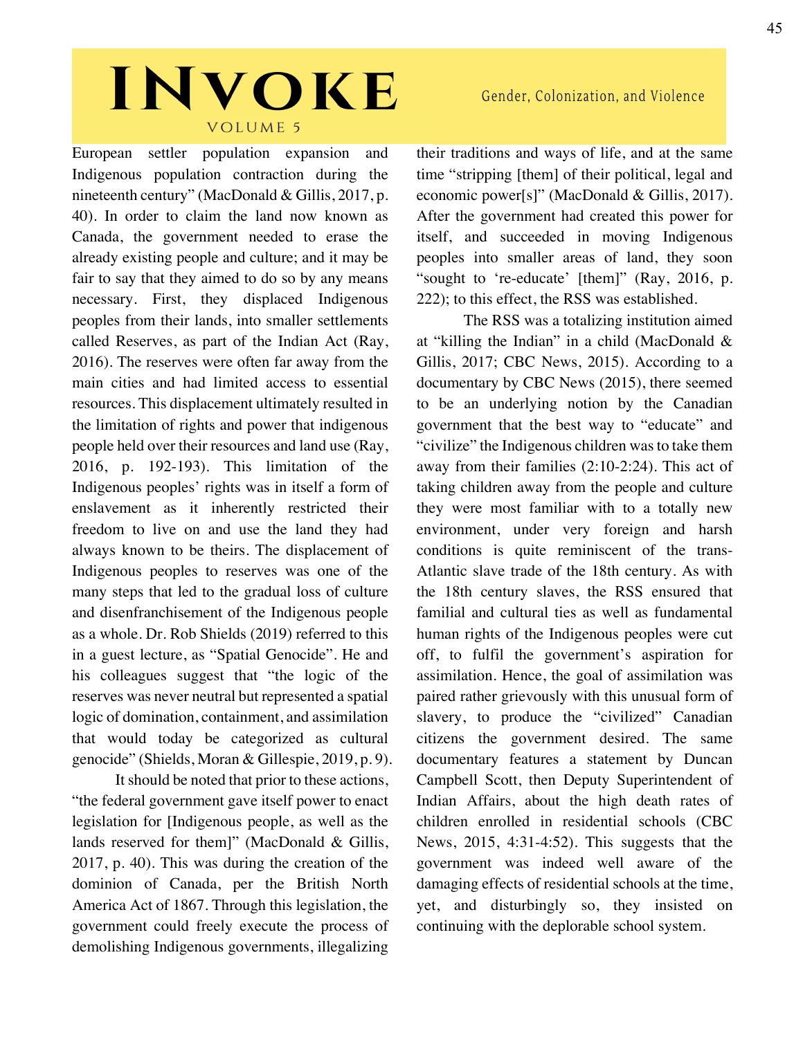European settler population expansion and Indigenous population contraction during the nineteenth century" (MacDonald & Gillis, 2017, p. 40). In order to claim the land now known as Canada, the government needed to erase the already existing people and culture; and it may be fair to say that they aimed to do so by any means necessary. First, they displaced Indigenous peoples from their lands, into smaller settlements called Reserves, as part of the Indian Act (Ray, 2016). The reserves were often far away from the main cities and had limited access to essential resources. This displacement ultimately resulted in the limitation of rights and power that indigenous people held over their resources and land use (Ray, 2016, p. 192-193). This limitation of the Indigenous peoples' rights was in itself a form of enslavement as it inherently restricted their freedom to live on and use the land they had always known to be theirs. The displacement of Indigenous peoples to reserves was one of the many steps that led to the gradual loss of culture and disenfranchisement of the Indigenous people as a whole. Dr. Rob Shields (2019) referred to this in a guest lecture, as "Spatial Genocide". He and his colleagues suggest that "the logic of the reserves was never neutral but represented a spatial logic of domination, containment, and assimilation that would today be categorized as cultural genocide" (Shields, Moran & Gillespie, 2019, p. 9).

It should be noted that prior to these actions, "the federal government gave itself power to enact legislation for [Indigenous people, as well as the lands reserved for them]" (MacDonald & Gillis, 2017, p. 40). This was during the creation of the dominion of Canada, per the British North America Act of 1867. Through this legislation, the government could freely execute the process of demolishing Indigenous governments, illegalizing their traditions and ways of life, and at the same time "stripping [them] of their political, legal and economic power[s]" (MacDonald & Gillis, 2017). After the government had created this power for itself, and succeeded in moving Indigenous peoples into smaller areas of land, they soon "sought to 're-educate' [them]" (Ray, 2016, p. 222); to this effect, the RSS was established.

The RSS was a totalizing institution aimed at "killing the Indian" in a child (MacDonald & Gillis, 2017; CBC News, 2015). According to a documentary by CBC News (2015), there seemed to be an underlying notion by the Canadian government that the best way to "educate" and "civilize" the Indigenous children was to take them away from their families (2:10-2:24). This act of taking children away from the people and culture they were most familiar with to a totally new environment, under very foreign and harsh conditions is quite reminiscent of the trans-Atlantic slave trade of the 18th century. As with the 18th century slaves, the RSS ensured that familial and cultural ties as well as fundamental human rights of the Indigenous peoples were cut off, to fulfil the government's aspiration for assimilation. Hence, the goal of assimilation was paired rather grievously with this unusual form of slavery, to produce the "civilized" Canadian citizens the government desired. The same documentary features a statement by Duncan Campbell Scott, then Deputy Superintendent of Indian Affairs, about the high death rates of children enrolled in residential schools (CBC News, 2015, 4:31-4:52). This suggests that the government was indeed well aware of the damaging effects of residential schools at the time, yet, and disturbingly so, they insisted on continuing with the deplorable school system.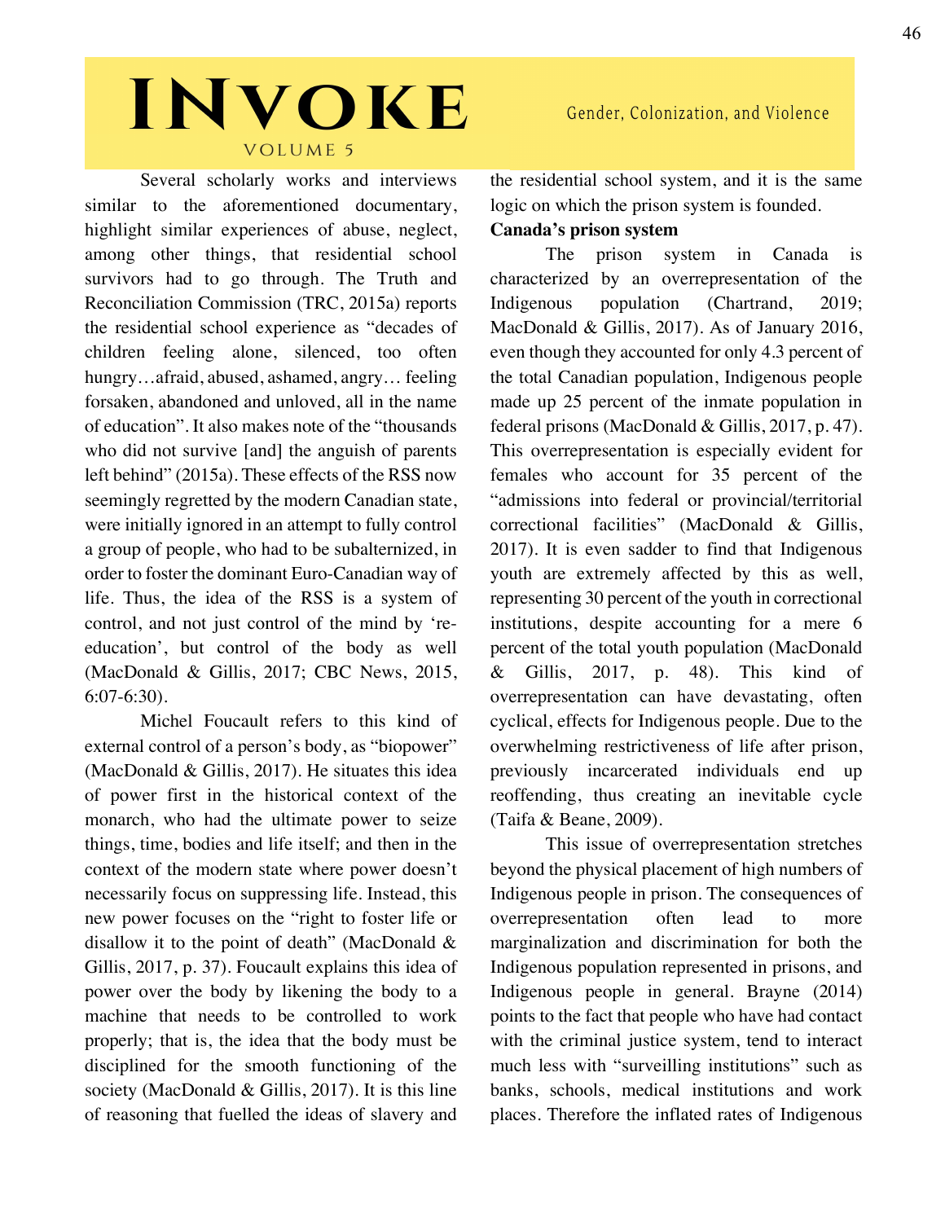Several scholarly works and interviews similar to the aforementioned documentary, highlight similar experiences of abuse, neglect, among other things, that residential school survivors had to go through. The Truth and Reconciliation Commission (TRC, 2015a) reports the residential school experience as "decades of children feeling alone, silenced, too often hungry…afraid, abused, ashamed, angry… feeling forsaken, abandoned and unloved, all in the name of education". It also makes note of the "thousands who did not survive [and] the anguish of parents left behind" (2015a). These effects of the RSS now seemingly regretted by the modern Canadian state, were initially ignored in an attempt to fully control a group of people, who had to be subalternized, in order to foster the dominant Euro-Canadian way of life. Thus, the idea of the RSS is a system of control, and not just control of the mind by 're-education', but control of the body as well (MacDonald & Gillis, 2017; CBC News, 2015, 6:07-6:30).

Michel Foucault refers to this kind of external control of a person's body, as "biopower" (MacDonald & Gillis, 2017). He situates this idea of power first in the historical context of the monarch, who had the ultimate power to seize things, time, bodies and life itself; and then in the context of the modern state where power doesn't necessarily focus on suppressing life. Instead, this new power focuses on the "right to foster life or disallow it to the point of death" (MacDonald & Gillis, 2017, p. 37). Foucault explains this idea of power over the body by likening the body to a machine that needs to be controlled to work properly; that is, the idea that the body must be disciplined for the smooth functioning of the society (MacDonald & Gillis, 2017). It is this line of reasoning that fuelled the ideas of slavery and the residential school system, and it is the same logic on which the prison system is founded.

**Canada's prison system**

The prison system in Canada is characterized by an overrepresentation of the Indigenous population (Chartrand, 2019; MacDonald & Gillis, 2017). As of January 2016, even though they accounted for only 4.3 percent of the total Canadian population, Indigenous people made up 25 percent of the inmate population in federal prisons (MacDonald & Gillis, 2017, p. 47). This overrepresentation is especially evident for females who account for 35 percent of the "admissions into federal or provincial/territorial correctional facilities" (MacDonald & Gillis, 2017). It is even sadder to find that Indigenous youth are extremely affected by this as well, representing 30 percent of the youth in correctional institutions, despite accounting for a mere 6 percent of the total youth population (MacDonald & Gillis, 2017, p. 48). This kind of overrepresentation can have devastating, often cyclical, effects for Indigenous people. Due to the overwhelming restrictiveness of life after prison, previously incarcerated individuals end up reoffending, thus creating an inevitable cycle (Taifa & Beane, 2009).

This issue of overrepresentation stretches beyond the physical placement of high numbers of Indigenous people in prison. The consequences of overrepresentation often lead to more marginalization and discrimination for both the Indigenous population represented in prisons, and Indigenous people in general. Brayne (2014) points to the fact that people who have had contact with the criminal justice system, tend to interact much less with "surveilling institutions" such as banks, schools, medical institutions and work places. Therefore the inflated rates of Indigenous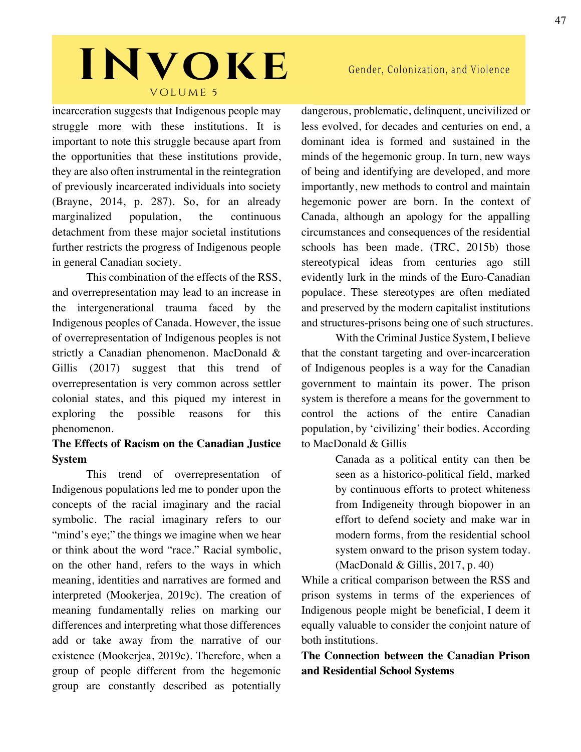incarceration suggests that Indigenous people may struggle more with these institutions. It is important to note this struggle because apart from the opportunities that these institutions provide, they are also often instrumental in the reintegration of previously incarcerated individuals into society (Brayne, 2014, p. 287). So, for an already marginalized population, the continuous detachment from these major societal institutions further restricts the progress of Indigenous people in general Canadian society.

This combination of the effects of the RSS, and overrepresentation may lead to an increase in the intergenerational trauma faced by the Indigenous peoples of Canada. However, the issue of overrepresentation of Indigenous peoples is not strictly a Canadian phenomenon. MacDonald & Gillis (2017) suggest that this trend of overrepresentation is very common across settler colonial states, and this piqued my interest in exploring the possible reasons for this phenomenon.

**The Effects of Racism on the Canadian Justice System**

This trend of overrepresentation of Indigenous populations led me to ponder upon the concepts of the racial imaginary and the racial symbolic. The racial imaginary refers to our "mind's eye;" the things we imagine when we hear or think about the word "race." Racial symbolic, on the other hand, refers to the ways in which meaning, identities and narratives are formed and interpreted (Mookerjea, 2019c). The creation of meaning fundamentally relies on marking our differences and interpreting what those differences add or take away from the narrative of our existence (Mookerjea, 2019c). Therefore, when a group of people different from the hegemonic group are constantly described as potentially dangerous, problematic, delinquent, uncivilized or less evolved, for decades and centuries on end, a dominant idea is formed and sustained in the minds of the hegemonic group. In turn, new ways of being and identifying are developed, and more importantly, new methods to control and maintain hegemonic power are born. In the context of Canada, although an apology for the appalling circumstances and consequences of the residential schools has been made, (TRC, 2015b) those stereotypical ideas from centuries ago still evidently lurk in the minds of the Euro-Canadian populace. These stereotypes are often mediated and preserved by the modern capitalist institutions and structures-prisons being one of such structures.

With the Criminal Justice System, I believe that the constant targeting and over-incarceration of Indigenous peoples is a way for the Canadian government to maintain its power. The prison system is therefore a means for the government to control the actions of the entire Canadian population, by 'civilizing' their bodies. According to MacDonald & Gillis

> Canada as a political entity can then be seen as a historico-political field, marked by continuous efforts to protect whiteness from Indigeneity through biopower in an effort to defend society and make war in modern forms, from the residential school system onward to the prison system today. (MacDonald & Gillis, 2017, p. 40)

While a critical comparison between the RSS and prison systems in terms of the experiences of Indigenous people might be beneficial, I deem it equally valuable to consider the conjoint nature of both institutions.

**The Connection between the Canadian Prison and Residential School Systems**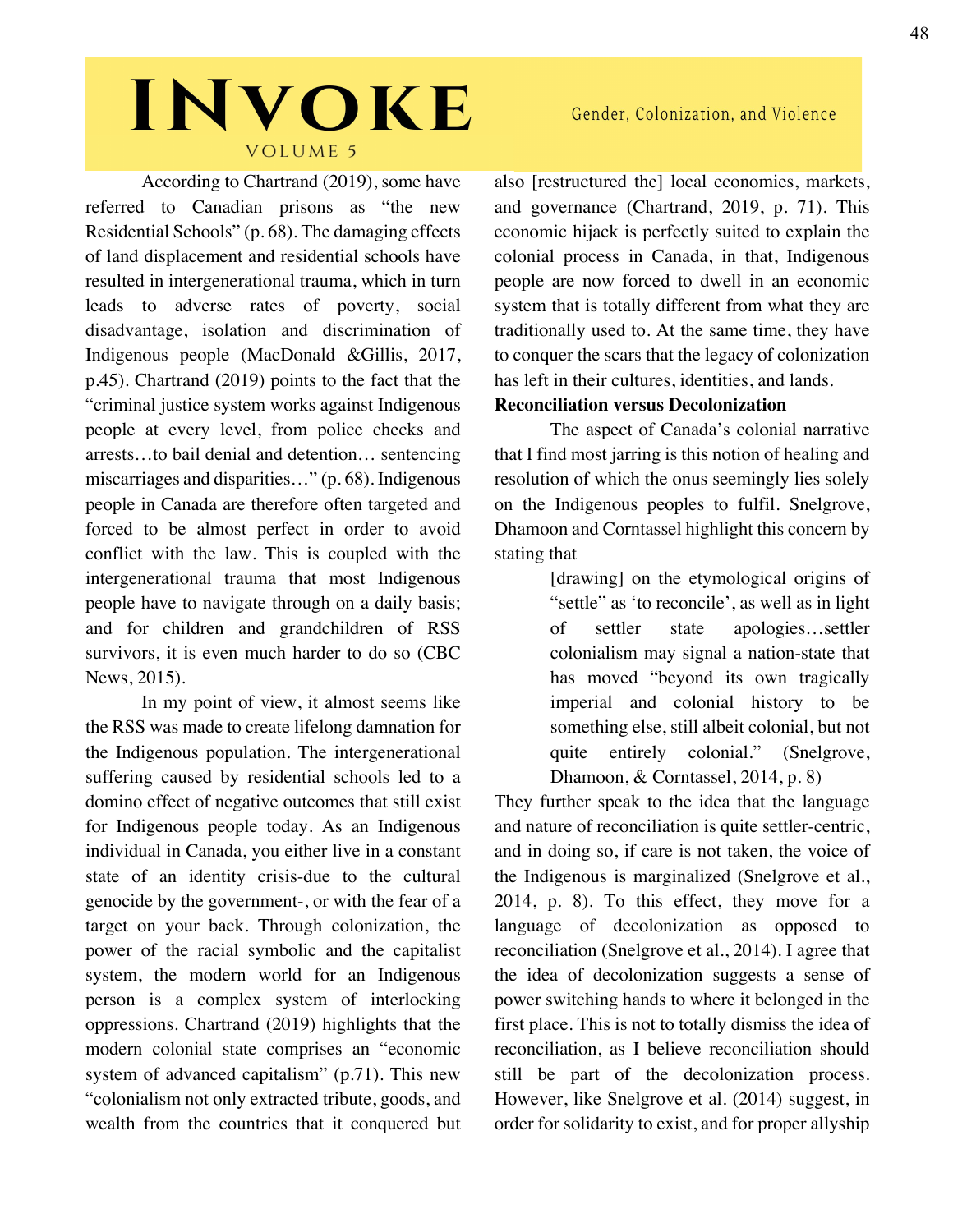According to Chartrand (2019), some have referred to Canadian prisons as "the new Residential Schools" (p. 68). The damaging effects of land displacement and residential schools have resulted in intergenerational trauma, which in turn leads to adverse rates of poverty, social disadvantage, isolation and discrimination of Indigenous people (MacDonald &Gillis, 2017, p.45). Chartrand (2019) points to the fact that the "criminal justice system works against Indigenous people at every level, from police checks and arrests…to bail denial and detention… sentencing miscarriages and disparities…" (p. 68). Indigenous people in Canada are therefore often targeted and forced to be almost perfect in order to avoid conflict with the law. This is coupled with the intergenerational trauma that most Indigenous people have to navigate through on a daily basis; and for children and grandchildren of RSS survivors, it is even much harder to do so (CBC News, 2015).

In my point of view, it almost seems like the RSS was made to create lifelong damnation for the Indigenous population. The intergenerational suffering caused by residential schools led to a domino effect of negative outcomes that still exist for Indigenous people today. As an Indigenous individual in Canada, you either live in a constant state of an identity crisis-due to the cultural genocide by the government-, or with the fear of a target on your back. Through colonization, the power of the racial symbolic and the capitalist system, the modern world for an Indigenous person is a complex system of interlocking oppressions. Chartrand (2019) highlights that the modern colonial state comprises an "economic system of advanced capitalism" (p.71). This new "colonialism not only extracted tribute, goods, and wealth from the countries that it conquered but also [restructured the] local economies, markets, and governance (Chartrand, 2019, p. 71). This economic hijack is perfectly suited to explain the colonial process in Canada, in that, Indigenous people are now forced to dwell in an economic system that is totally different from what they are traditionally used to. At the same time, they have to conquer the scars that the legacy of colonization has left in their cultures, identities, and lands.

**Reconciliation versus Decolonization**

The aspect of Canada's colonial narrative that I find most jarring is this notion of healing and resolution of which the onus seemingly lies solely on the Indigenous peoples to fulfil. Snelgrove, Dhamoon and Corntassel highlight this concern by stating that

> [drawing] on the etymological origins of "settle" as 'to reconcile', as well as in light of settler state apologies…settler colonialism may signal a nation-state that has moved "beyond its own tragically imperial and colonial history to be something else, still albeit colonial, but not quite entirely colonial." (Snelgrove, Dhamoon, & Corntassel, 2014, p. 8)

They further speak to the idea that the language and nature of reconciliation is quite settler-centric, and in doing so, if care is not taken, the voice of the Indigenous is marginalized (Snelgrove et al., 2014, p. 8). To this effect, they move for a language of decolonization as opposed to reconciliation (Snelgrove et al., 2014). I agree that the idea of decolonization suggests a sense of power switching hands to where it belonged in the first place. This is not to totally dismiss the idea of reconciliation, as I believe reconciliation should still be part of the decolonization process. However, like Snelgrove et al. (2014) suggest, in order for solidarity to exist, and for proper allyship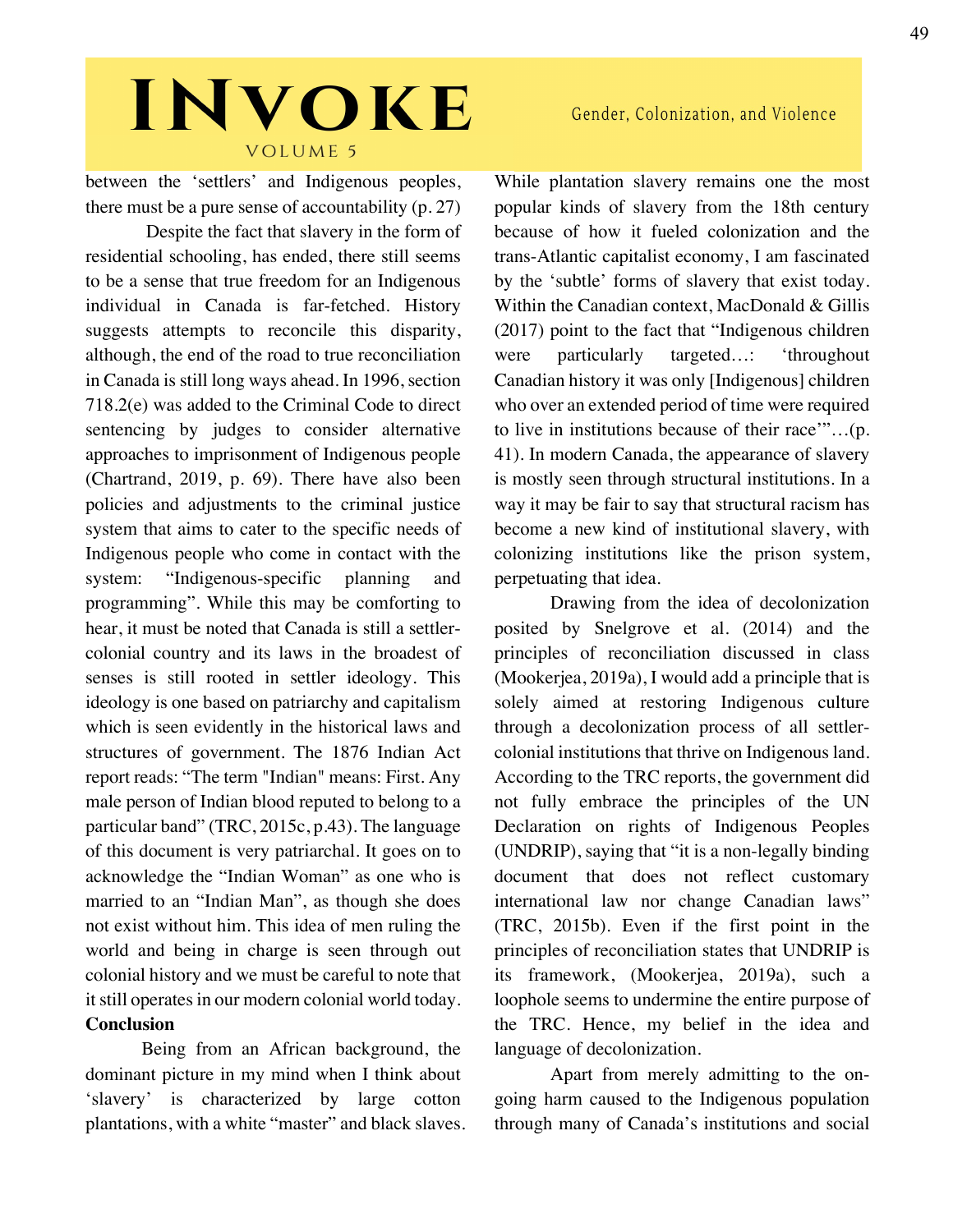between the 'settlers' and Indigenous peoples, there must be a pure sense of accountability (p. 27)

Despite the fact that slavery in the form of residential schooling, has ended, there still seems to be a sense that true freedom for an Indigenous individual in Canada is far-fetched. History suggests attempts to reconcile this disparity, although, the end of the road to true reconciliation in Canada is still long ways ahead. In 1996, section 718.2(e) was added to the Criminal Code to direct sentencing by judges to consider alternative approaches to imprisonment of Indigenous people (Chartrand, 2019, p. 69). There have also been policies and adjustments to the criminal justice system that aims to cater to the specific needs of Indigenous people who come in contact with the system: "Indigenous-specific planning and programming". While this may be comforting to hear, it must be noted that Canada is still a settler-colonial country and its laws in the broadest of senses is still rooted in settler ideology. This ideology is one based on patriarchy and capitalism which is seen evidently in the historical laws and structures of government. The 1876 Indian Act report reads: "The term "Indian" means: First. Any male person of Indian blood reputed to belong to a particular band" (TRC, 2015c, p.43). The language of this document is very patriarchal. It goes on to acknowledge the "Indian Woman" as one who is married to an "Indian Man", as though she does not exist without him. This idea of men ruling the world and being in charge is seen through out colonial history and we must be careful to note that it still operates in our modern colonial world today.

**Conclusion**

Being from an African background, the dominant picture in my mind when I think about 'slavery' is characterized by large cotton plantations, with a white "master" and black slaves. While plantation slavery remains one the most popular kinds of slavery from the 18th century because of how it fueled colonization and the trans-Atlantic capitalist economy, I am fascinated by the 'subtle' forms of slavery that exist today. Within the Canadian context, MacDonald & Gillis (2017) point to the fact that "Indigenous children were particularly targeted…: 'throughout Canadian history it was only [Indigenous] children who over an extended period of time were required to live in institutions because of their race'"…(p. 41). In modern Canada, the appearance of slavery is mostly seen through structural institutions. In a way it may be fair to say that structural racism has become a new kind of institutional slavery, with colonizing institutions like the prison system, perpetuating that idea.

Drawing from the idea of decolonization posited by Snelgrove et al. (2014) and the principles of reconciliation discussed in class (Mookerjea, 2019a), I would add a principle that is solely aimed at restoring Indigenous culture through a decolonization process of all settler-colonial institutions that thrive on Indigenous land. According to the TRC reports, the government did not fully embrace the principles of the UN Declaration on rights of Indigenous Peoples (UNDRIP), saying that "it is a non-legally binding document that does not reflect customary international law nor change Canadian laws" (TRC, 2015b). Even if the first point in the principles of reconciliation states that UNDRIP is its framework, (Mookerjea, 2019a), such a loophole seems to undermine the entire purpose of the TRC. Hence, my belief in the idea and language of decolonization.

Apart from merely admitting to the on-going harm caused to the Indigenous population through many of Canada's institutions and social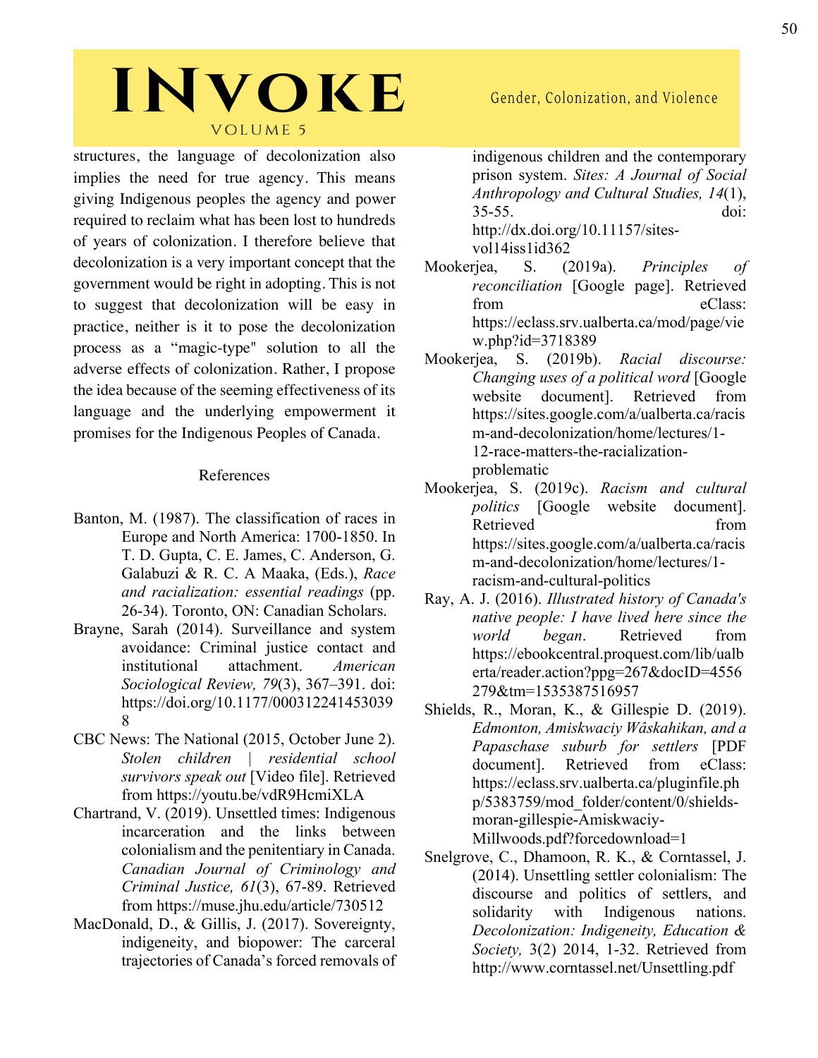structures, the language of decolonization also implies the need for true agency. This means giving Indigenous peoples the agency and power required to reclaim what has been lost to hundreds of years of colonization. I therefore believe that decolonization is a very important concept that the government would be right in adopting. This is not to suggest that decolonization will be easy in practice, neither is it to pose the decolonization process as a "magic-type" solution to all the adverse effects of colonization. Rather, I propose the idea because of the seeming effectiveness of its language and the underlying empowerment it promises for the Indigenous Peoples of Canada.

## References

Banton, M. (1987). The classification of races in Europe and North America: 1700-1850. In T. D. Gupta, C. E. James, C. Anderson, G. Galabuzi & R. C. A Maaka, (Eds.), *Race and racialization: essential readings* (pp. 26-34). Toronto, ON: Canadian Scholars.

Brayne, Sarah (2014). Surveillance and system avoidance: Criminal justice contact and institutional attachment. *American Sociological Review, 79*(3), 367–391. doi: https://doi.org/10.1177/0003122414530398

CBC News: The National (2015, October June 2). *Stolen children | residential school survivors speak out* [Video file]. Retrieved from https://youtu.be/vdR9HcmiXLA

Chartrand, V. (2019). Unsettled times: Indigenous incarceration and the links between colonialism and the penitentiary in Canada. *Canadian Journal of Criminology and Criminal Justice, 61*(3), 67-89. Retrieved from https://muse.jhu.edu/article/730512

MacDonald, D., & Gillis, J. (2017). Sovereignty, indigeneity, and biopower: The carceral trajectories of Canada's forced removals of indigenous children and the contemporary prison system. *Sites: A Journal of Social Anthropology and Cultural Studies, 14*(1), 35-55. doi: http://dx.doi.org/10.11157/sites-vol14iss1id362

Mookerjea, S. (2019a). *Principles of reconciliation* [Google page]. Retrieved from eClass: https://eclass.srv.ualberta.ca/mod/page/view.php?id=3718389

Mookerjea, S. (2019b). *Racial discourse: Changing uses of a political word* [Google website document]. Retrieved from https://sites.google.com/a/ualberta.ca/racism-and-decolonization/home/lectures/1-12-race-matters-the-racialization-problematic

Mookerjea, S. (2019c). *Racism and cultural politics* [Google website document]. Retrieved from https://sites.google.com/a/ualberta.ca/racism-and-decolonization/home/lectures/1-racism-and-cultural-politics

Ray, A. J. (2016). *Illustrated history of Canada's native people: I have lived here since the world began*. Retrieved from https://ebookcentral.proquest.com/lib/ualberta/reader.action?ppg=267&docID=4556279&tm=1535387516957

Shields, R., Moran, K., & Gillespie D. (2019). *Edmonton, Amiskwaciy Wâskahikan, and a Papaschase suburb for settlers* [PDF document]. Retrieved from eClass: https://eclass.srv.ualberta.ca/pluginfile.php/5383759/mod_folder/content/0/shields-moran-gillespie-Amiskwaciy-Millwoods.pdf?forcedownload=1

Snelgrove, C., Dhamoon, R. K., & Corntassel, J. (2014). Unsettling settler colonialism: The discourse and politics of settlers, and solidarity with Indigenous nations. *Decolonization: Indigeneity, Education & Society,* 3(2) 2014, 1-32. Retrieved from http://www.corntassel.net/Unsettling.pdf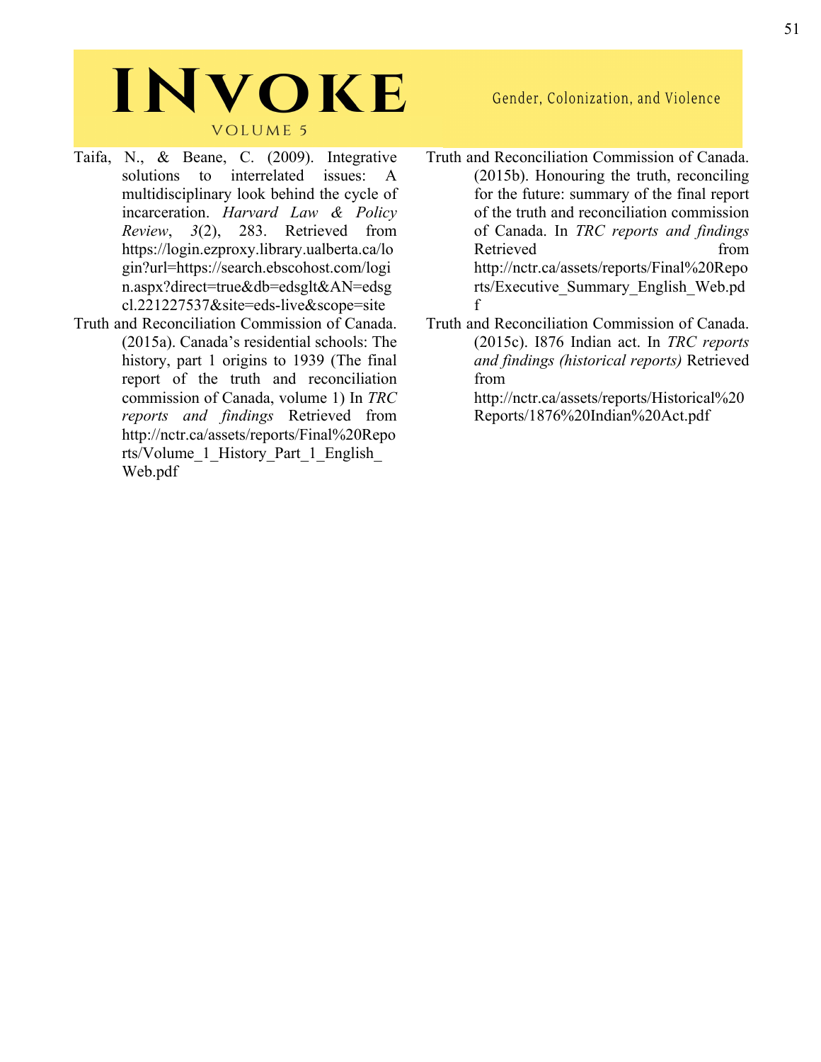Taifa, N., & Beane, C. (2009). Integrative solutions to interrelated issues: A multidisciplinary look behind the cycle of incarceration. *Harvard Law & Policy Review*, *3*(2), 283. Retrieved from https://login.ezproxy.library.ualberta.ca/login?url=https://search.ebscohost.com/login.aspx?direct=true&db=edsglt&AN=edsgcl.221227537&site=eds-live&scope=site

Truth and Reconciliation Commission of Canada. (2015a). Canada's residential schools: The history, part 1 origins to 1939 (The final report of the truth and reconciliation commission of Canada, volume 1) In *TRC reports and findings* Retrieved from http://nctr.ca/assets/reports/Final%20Reports/Volume_1_History_Part_1_English_Web.pdf

Truth and Reconciliation Commission of Canada. (2015b). Honouring the truth, reconciling for the future: summary of the final report of the truth and reconciliation commission of Canada. In *TRC reports and findings* Retrieved from http://nctr.ca/assets/reports/Final%20Reports/Executive_Summary_English_Web.pdf

Truth and Reconciliation Commission of Canada. (2015c). I876 Indian act. In *TRC reports and findings (historical reports)* Retrieved from http://nctr.ca/assets/reports/Historical%20Reports/1876%20Indian%20Act.pdf